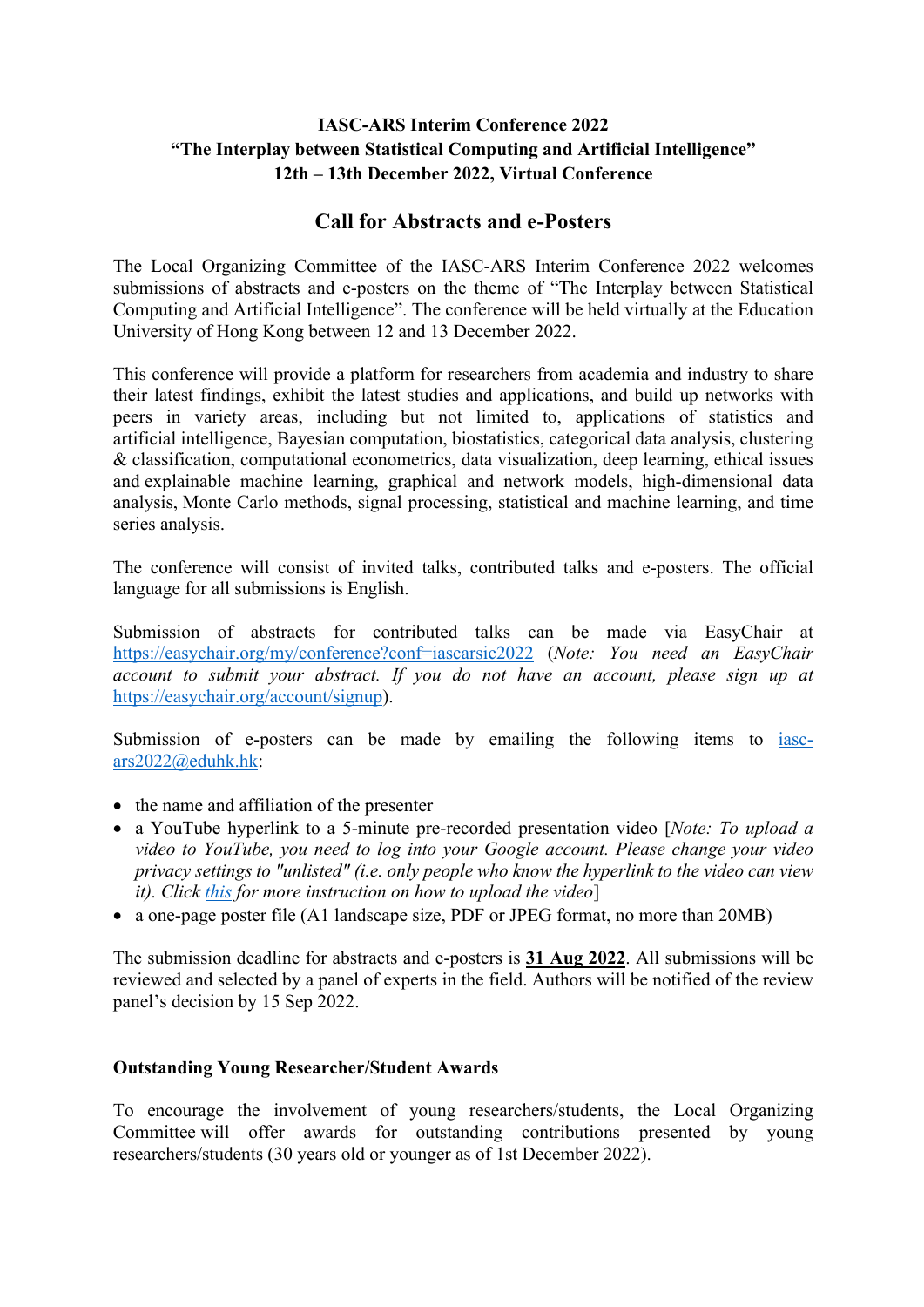**IASC-ARS Interim Conference 2022**
**"The Interplay between Statistical Computing and Artificial Intelligence"**
**12th – 13th December 2022, Virtual Conference**

# Call for Abstracts and e-Posters

The Local Organizing Committee of the IASC-ARS Interim Conference 2022 welcomes submissions of abstracts and e-posters on the theme of "The Interplay between Statistical Computing and Artificial Intelligence". The conference will be held virtually at the Education University of Hong Kong between 12 and 13 December 2022.

This conference will provide a platform for researchers from academia and industry to share their latest findings, exhibit the latest studies and applications, and build up networks with peers in variety areas, including but not limited to, applications of statistics and artificial intelligence, Bayesian computation, biostatistics, categorical data analysis, clustering & classification, computational econometrics, data visualization, deep learning, ethical issues and explainable machine learning, graphical and network models, high-dimensional data analysis, Monte Carlo methods, signal processing, statistical and machine learning, and time series analysis.

The conference will consist of invited talks, contributed talks and e-posters. The official language for all submissions is English.

Submission of abstracts for contributed talks can be made via EasyChair at [https://easychair.org/my/conference?conf=iascarsic2022](https://easychair.org/my/conference?conf=iascarsic2022) (*Note: You need an EasyChair account to submit your abstract. If you do not have an account, please sign up at* [https://easychair.org/account/signup](https://easychair.org/account/signup)).

Submission of e-posters can be made by emailing the following items to [iasc-ars2022@eduhk.hk](mailto:iasc-ars2022@eduhk.hk):

- the name and affiliation of the presenter
- a YouTube hyperlink to a 5-minute pre-recorded presentation video [*Note: To upload a video to YouTube, you need to log into your Google account. Please change your video privacy settings to "unlisted" (i.e. only people who know the hyperlink to the video can view it). Click this for more instruction on how to upload the video*]
- a one-page poster file (A1 landscape size, PDF or JPEG format, no more than 20MB)

The submission deadline for abstracts and e-posters is **31 Aug 2022**. All submissions will be reviewed and selected by a panel of experts in the field. Authors will be notified of the review panel's decision by 15 Sep 2022.

## Outstanding Young Researcher/Student Awards

To encourage the involvement of young researchers/students, the Local Organizing Committee will offer awards for outstanding contributions presented by young researchers/students (30 years old or younger as of 1st December 2022).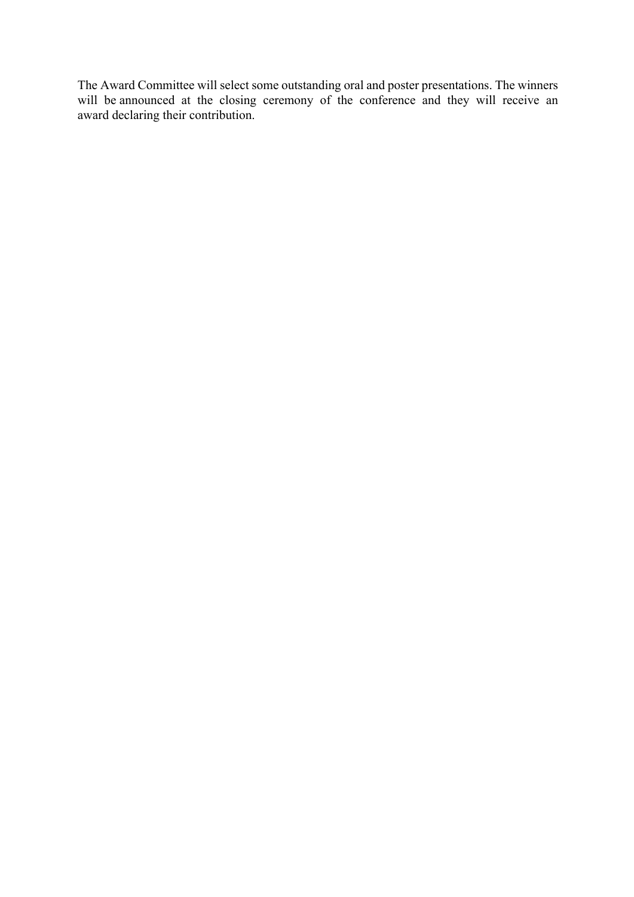The Award Committee will select some outstanding oral and poster presentations. The winners will be announced at the closing ceremony of the conference and they will receive an award declaring their contribution.